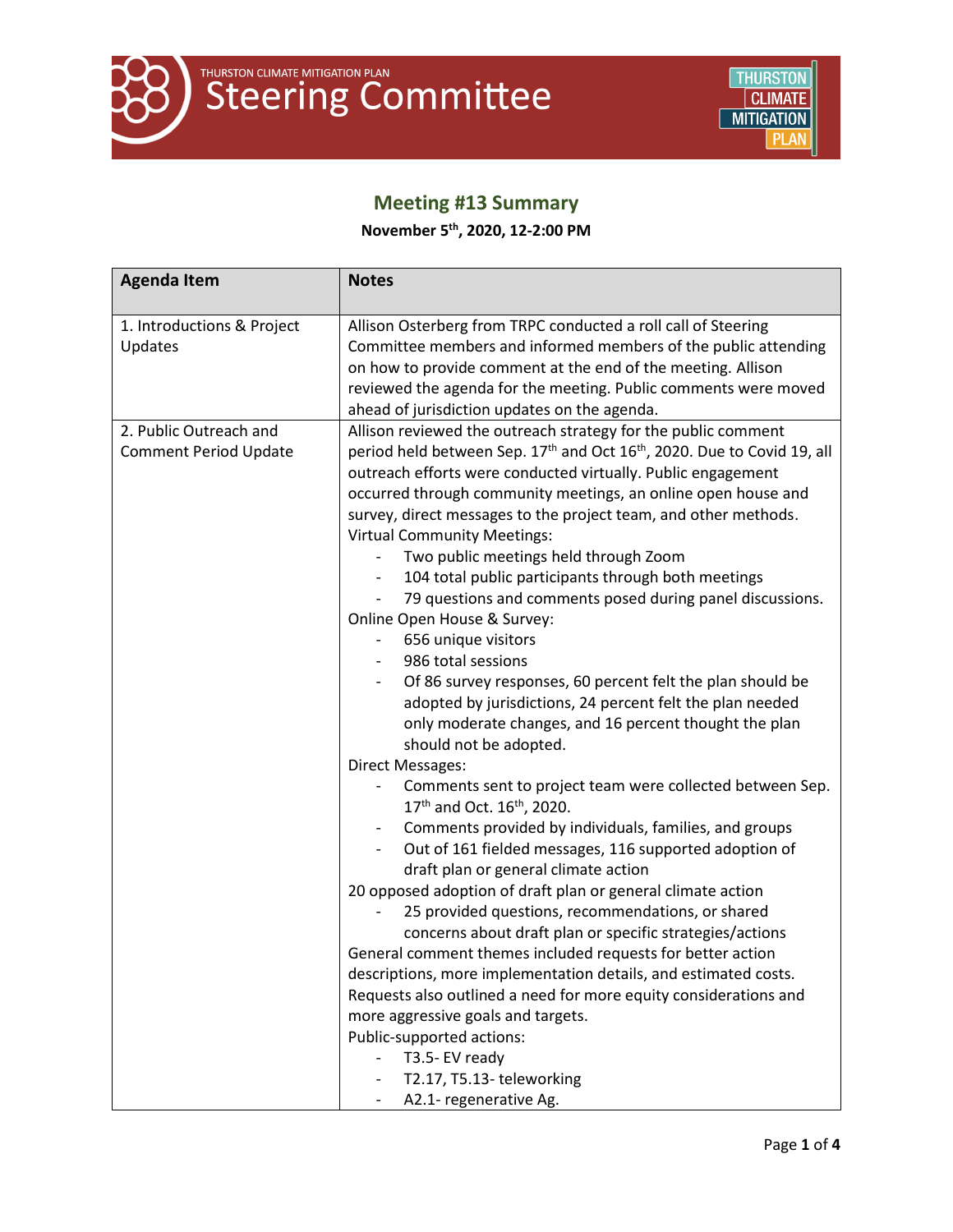THURSTON CLIMATE MITIGATION PLAN

# Steering Committee

## Meeting #13 Summary

**November 5th, 2020, 12-2:00 PM**

| Agenda Item | Notes |
|---|---|
| 1. Introductions & Project Updates | Allison Osterberg from TRPC conducted a roll call of Steering Committee members and informed members of the public attending on how to provide comment at the end of the meeting. Allison reviewed the agenda for the meeting. Public comments were moved ahead of jurisdiction updates on the agenda. |
| 2. Public Outreach and Comment Period Update | Allison reviewed the outreach strategy for the public comment period held between Sep. 17th and Oct 16th, 2020. Due to Covid 19, all outreach efforts were conducted virtually. Public engagement occurred through community meetings, an online open house and survey, direct messages to the project team, and other methods.<br>Virtual Community Meetings:<br>- Two public meetings held through Zoom<br>- 104 total public participants through both meetings<br>- 79 questions and comments posed during panel discussions.<br>Online Open House & Survey:<br>- 656 unique visitors<br>- 986 total sessions<br>- Of 86 survey responses, 60 percent felt the plan should be adopted by jurisdictions, 24 percent felt the plan needed only moderate changes, and 16 percent thought the plan should not be adopted.<br>Direct Messages:<br>- Comments sent to project team were collected between Sep. 17th and Oct. 16th, 2020.<br>- Comments provided by individuals, families, and groups<br>- Out of 161 fielded messages, 116 supported adoption of draft plan or general climate action<br>20 opposed adoption of draft plan or general climate action<br>- 25 provided questions, recommendations, or shared concerns about draft plan or specific strategies/actions<br>General comment themes included requests for better action descriptions, more implementation details, and estimated costs. Requests also outlined a need for more equity considerations and more aggressive goals and targets.<br>Public-supported actions:<br>- T3.5- EV ready<br>- T2.17, T5.13- teleworking<br>- A2.1- regenerative Ag. |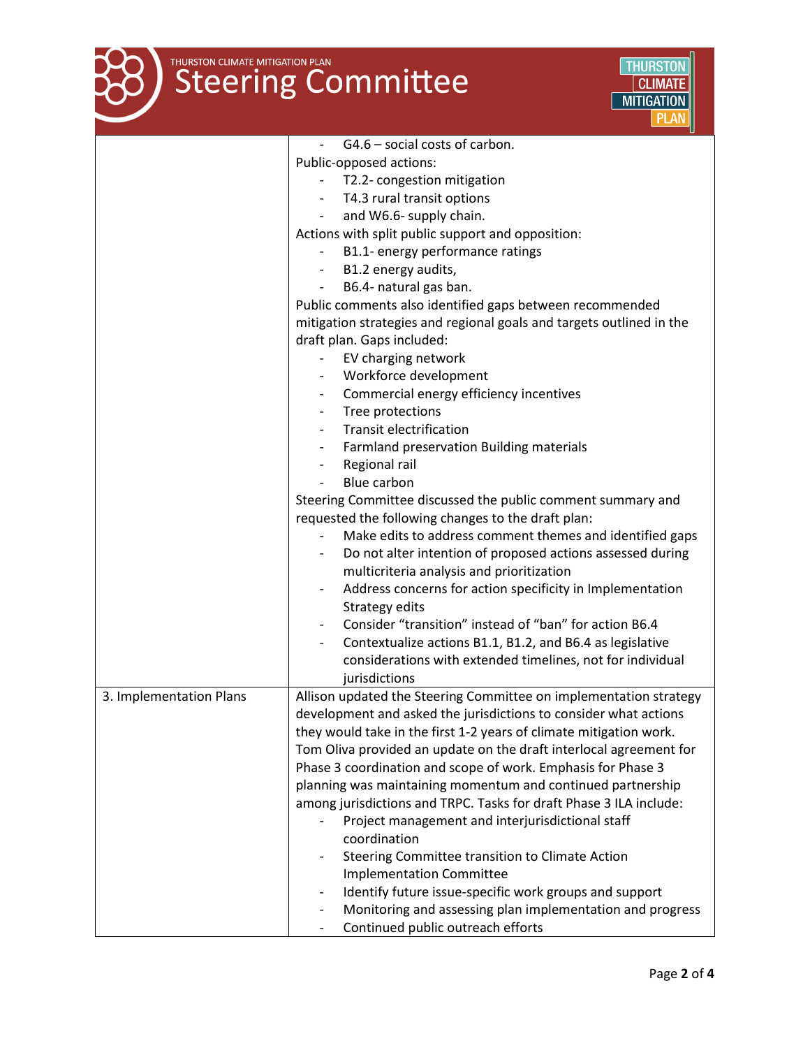| | |
|---|---|
| | - G4.6 – social costs of carbon.<br>Public-opposed actions:<br>- T2.2- congestion mitigation<br>- T4.3 rural transit options<br>- and W6.6- supply chain.<br>Actions with split public support and opposition:<br>- B1.1- energy performance ratings<br>- B1.2 energy audits,<br>- B6.4- natural gas ban.<br>Public comments also identified gaps between recommended mitigation strategies and regional goals and targets outlined in the draft plan. Gaps included:<br>- EV charging network<br>- Workforce development<br>- Commercial energy efficiency incentives<br>- Tree protections<br>- Transit electrification<br>- Farmland preservation Building materials<br>- Regional rail<br>- Blue carbon<br>Steering Committee discussed the public comment summary and requested the following changes to the draft plan:<br>- Make edits to address comment themes and identified gaps<br>- Do not alter intention of proposed actions assessed during multicriteria analysis and prioritization<br>- Address concerns for action specificity in Implementation Strategy edits<br>- Consider "transition" instead of "ban" for action B6.4<br>- Contextualize actions B1.1, B1.2, and B6.4 as legislative considerations with extended timelines, not for individual jurisdictions |
| 3. Implementation Plans | Allison updated the Steering Committee on implementation strategy development and asked the jurisdictions to consider what actions they would take in the first 1-2 years of climate mitigation work. Tom Oliva provided an update on the draft interlocal agreement for Phase 3 coordination and scope of work. Emphasis for Phase 3 planning was maintaining momentum and continued partnership among jurisdictions and TRPC. Tasks for draft Phase 3 ILA include:<br>- Project management and interjurisdictional staff coordination<br>- Steering Committee transition to Climate Action Implementation Committee<br>- Identify future issue-specific work groups and support<br>- Monitoring and assessing plan implementation and progress<br>- Continued public outreach efforts |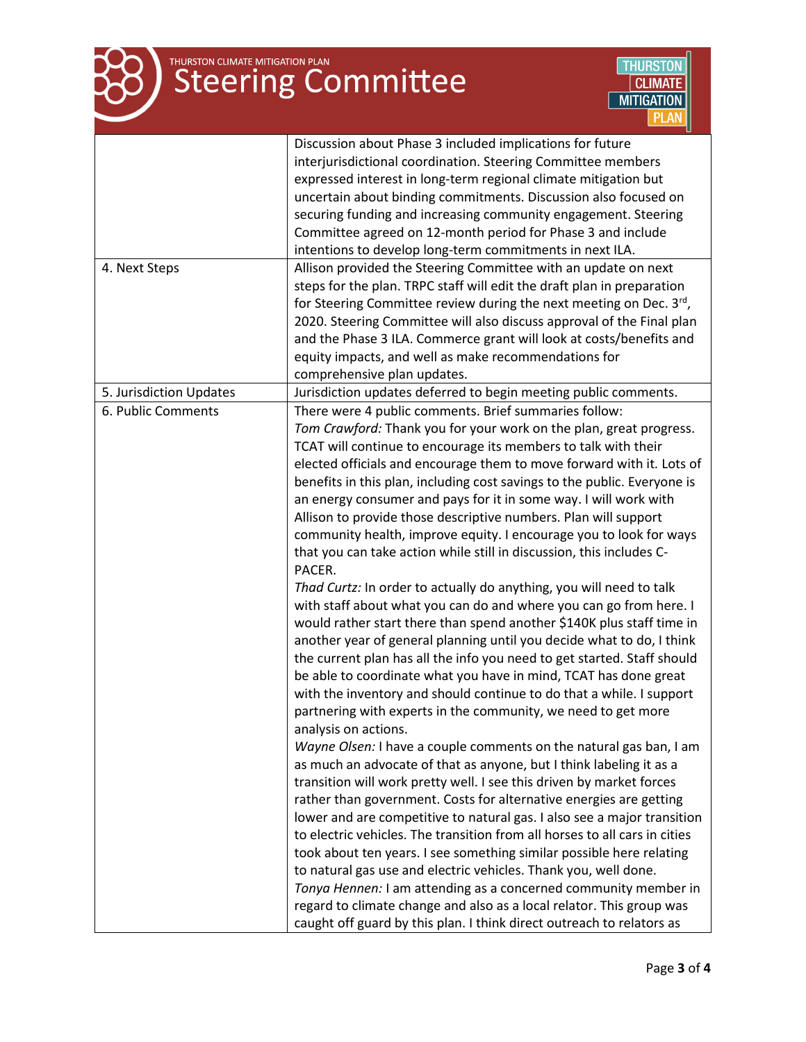| | |
|---|---|
| | Discussion about Phase 3 included implications for future interjurisdictional coordination. Steering Committee members expressed interest in long-term regional climate mitigation but uncertain about binding commitments. Discussion also focused on securing funding and increasing community engagement. Steering Committee agreed on 12-month period for Phase 3 and include intentions to develop long-term commitments in next ILA. |
| 4. Next Steps | Allison provided the Steering Committee with an update on next steps for the plan. TRPC staff will edit the draft plan in preparation for Steering Committee review during the next meeting on Dec. 3rd, 2020. Steering Committee will also discuss approval of the Final plan and the Phase 3 ILA. Commerce grant will look at costs/benefits and equity impacts, and well as make recommendations for comprehensive plan updates. |
| 5. Jurisdiction Updates | Jurisdiction updates deferred to begin meeting public comments. |
| 6. Public Comments | There were 4 public comments. Brief summaries follow:<br>*Tom Crawford:* Thank you for your work on the plan, great progress. TCAT will continue to encourage its members to talk with their elected officials and encourage them to move forward with it. Lots of benefits in this plan, including cost savings to the public. Everyone is an energy consumer and pays for it in some way. I will work with Allison to provide those descriptive numbers. Plan will support community health, improve equity. I encourage you to look for ways that you can take action while still in discussion, this includes C-PACER.<br>*Thad Curtz:* In order to actually do anything, you will need to talk with staff about what you can do and where you can go from here. I would rather start there than spend another $140K plus staff time in another year of general planning until you decide what to do, I think the current plan has all the info you need to get started. Staff should be able to coordinate what you have in mind, TCAT has done great with the inventory and should continue to do that a while. I support partnering with experts in the community, we need to get more analysis on actions.<br>*Wayne Olsen:* I have a couple comments on the natural gas ban, I am as much an advocate of that as anyone, but I think labeling it as a transition will work pretty well. I see this driven by market forces rather than government. Costs for alternative energies are getting lower and are competitive to natural gas. I also see a major transition to electric vehicles. The transition from all horses to all cars in cities took about ten years. I see something similar possible here relating to natural gas use and electric vehicles. Thank you, well done.<br>*Tonya Hennen:* I am attending as a concerned community member in regard to climate change and also as a local relator. This group was caught off guard by this plan. I think direct outreach to relators as |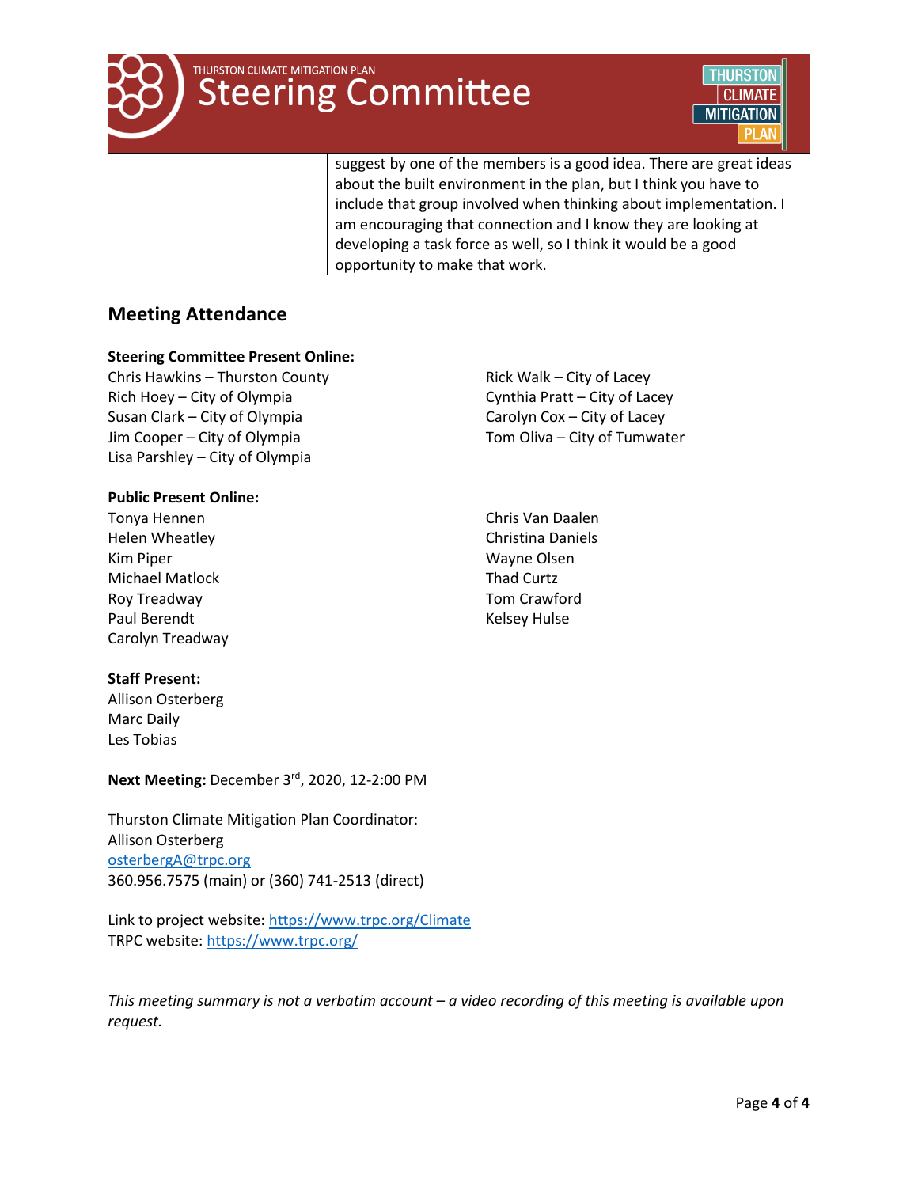| | |
|---|---|
| | suggest by one of the members is a good idea. There are great ideas about the built environment in the plan, but I think you have to include that group involved when thinking about implementation. I am encouraging that connection and I know they are looking at developing a task force as well, so I think it would be a good opportunity to make that work. |

## Meeting Attendance

**Steering Committee Present Online:**

Chris Hawkins – Thurston County
Rich Hoey – City of Olympia
Susan Clark – City of Olympia
Jim Cooper – City of Olympia
Lisa Parshley – City of Olympia
Rick Walk – City of Lacey
Cynthia Pratt – City of Lacey
Carolyn Cox – City of Lacey
Tom Oliva – City of Tumwater

**Public Present Online:**

Tonya Hennen
Helen Wheatley
Kim Piper
Michael Matlock
Roy Treadway
Paul Berendt
Carolyn Treadway
Chris Van Daalen
Christina Daniels
Wayne Olsen
Thad Curtz
Tom Crawford
Kelsey Hulse

**Staff Present:**

Allison Osterberg
Marc Daily
Les Tobias

**Next Meeting:** December 3rd, 2020, 12-2:00 PM

Thurston Climate Mitigation Plan Coordinator:
Allison Osterberg
osterbergA@trpc.org
360.956.7575 (main) or (360) 741-2513 (direct)

Link to project website: https://www.trpc.org/Climate
TRPC website: https://www.trpc.org/

*This meeting summary is not a verbatim account – a video recording of this meeting is available upon request.*